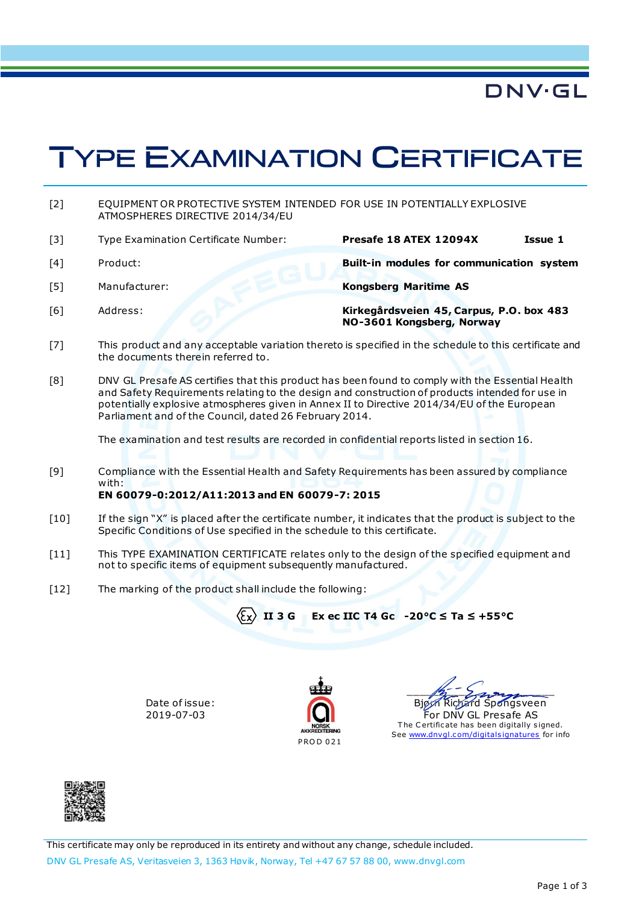DNV·GL

# TYPE EXAMINATION CERTIFICATE

[2] EQUIPMENT OR PROTECTIVE SYSTEM INTENDED FOR USE IN POTENTIALLY EXPLOSIVE ATMOSPHERES DIRECTIVE 2014/34/EU

[3] Type Examination Certificate Number: **Presafe 18 ATEX 12094X** **Issue 1**

[4] Product: **Built-in modules for communication system**

[5] Manufacturer: **Kongsberg Maritime AS**

[6] Address: **Kirkegårdsveien 45, Carpus, P.O. box 483 NO-3601 Kongsberg, Norway**

[7] This product and any acceptable variation thereto is specified in the schedule to this certificate and the documents therein referred to.

[8] DNV GL Presafe AS certifies that this product has been found to comply with the Essential Health and Safety Requirements relating to the design and construction of products intended for use in potentially explosive atmospheres given in Annex II to Directive 2014/34/EU of the European Parliament and of the Council, dated 26 February 2014.

The examination and test results are recorded in confidential reports listed in section 16.

[9] Compliance with the Essential Health and Safety Requirements has been assured by compliance with:
**EN 60079-0:2012/A11:2013 and EN 60079-7: 2015**

[10] If the sign "X" is placed after the certificate number, it indicates that the product is subject to the Specific Conditions of Use specified in the schedule to this certificate.

[11] This TYPE EXAMINATION CERTIFICATE relates only to the design of the specified equipment and not to specific items of equipment subsequently manufactured.

[12] The marking of the product shall include the following:

**Ex II 3 G Ex ec IIC T4 Gc -20°C ≤ Ta ≤ +55°C**

Date of issue:
2019-07-03

NORSK AKKREDITERING
PROD 021

Bjørn Richard Spongsveen
For DNV GL Presafe AS
The Certificate has been digitally signed.
See www.dnvgl.com/digitalsignatures for info

This certificate may only be reproduced in its entirety and without any change, schedule included.

DNV GL Presafe AS, Veritasveien 3, 1363 Høvik, Norway, Tel +47 67 57 88 00, www.dnvgl.com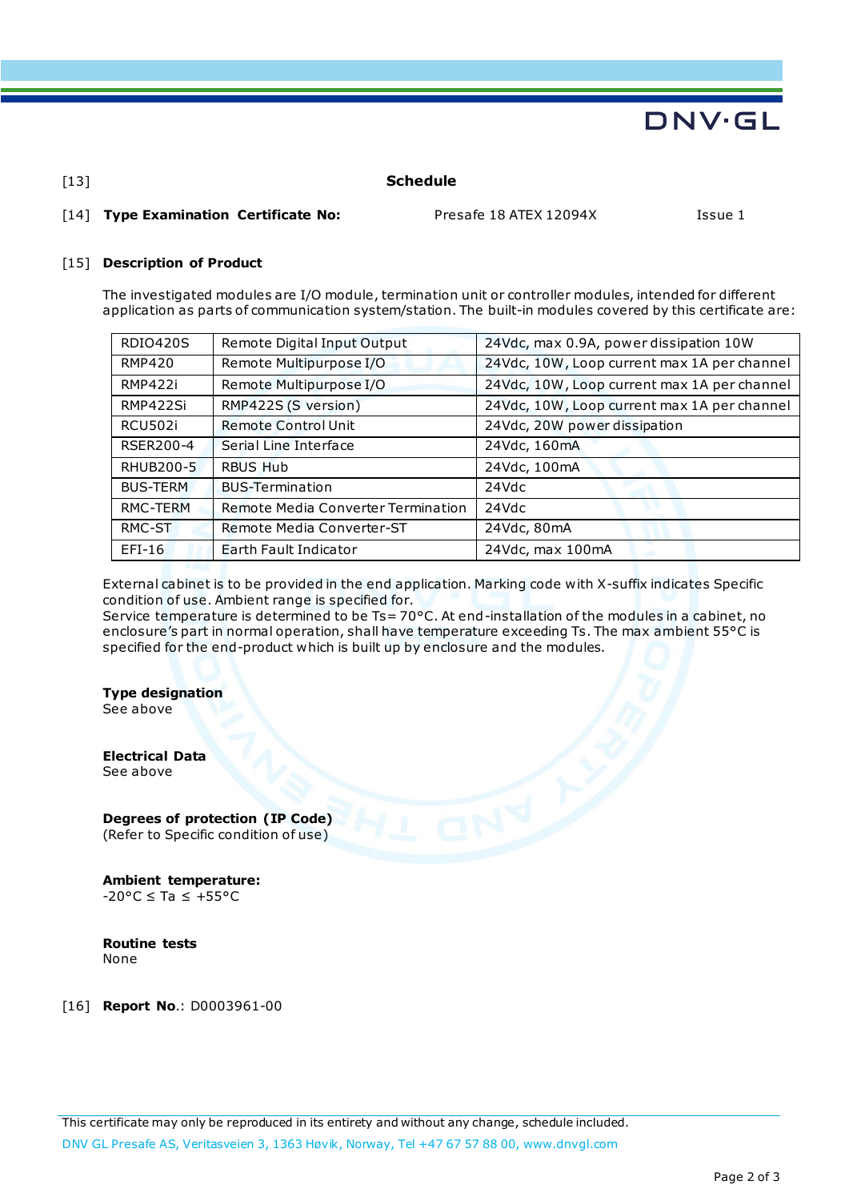[13] **Schedule**

[14] **Type Examination Certificate No:** Presafe 18 ATEX 12094X Issue 1

[15] **Description of Product**

The investigated modules are I/O module, termination unit or controller modules, intended for different application as parts of communication system/station. The built-in modules covered by this certificate are:

| | | |
|---|---|---|
| RDIO420S | Remote Digital Input Output | 24Vdc, max 0.9A, power dissipation 10W |
| RMP420 | Remote Multipurpose I/O | 24Vdc, 10W, Loop current max 1A per channel |
| RMP422i | Remote Multipurpose I/O | 24Vdc, 10W, Loop current max 1A per channel |
| RMP422Si | RMP422S (S version) | 24Vdc, 10W, Loop current max 1A per channel |
| RCU502i | Remote Control Unit | 24Vdc, 20W power dissipation |
| RSER200-4 | Serial Line Interface | 24Vdc, 160mA |
| RHUB200-5 | RBUS Hub | 24Vdc, 100mA |
| BUS-TERM | BUS-Termination | 24Vdc |
| RMC-TERM | Remote Media Converter Termination | 24Vdc |
| RMC-ST | Remote Media Converter-ST | 24Vdc, 80mA |
| EFI-16 | Earth Fault Indicator | 24Vdc, max 100mA |

External cabinet is to be provided in the end application. Marking code with X-suffix indicates Specific condition of use. Ambient range is specified for.
Service temperature is determined to be Ts= 70°C. At end-installation of the modules in a cabinet, no enclosure's part in normal operation, shall have temperature exceeding Ts. The max ambient 55°C is specified for the end-product which is built up by enclosure and the modules.

**Type designation**
See above

**Electrical Data**
See above

**Degrees of protection (IP Code)**
(Refer to Specific condition of use)

**Ambient temperature:**
-20°C ≤ Ta ≤ +55°C

**Routine tests**
None

[16] **Report No**.: D0003961-00

This certificate may only be reproduced in its entirety and without any change, schedule included.

DNV GL Presafe AS, Veritasveien 3, 1363 Høvik, Norway, Tel +47 67 57 88 00, www.dnvgl.com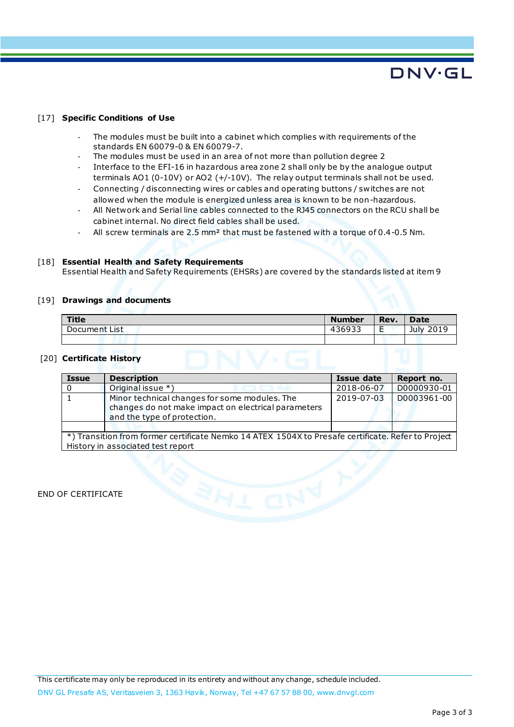### [17] Specific Conditions of Use

- The modules must be built into a cabinet which complies with requirements of the standards EN 60079-0 & EN 60079-7.
- The modules must be used in an area of not more than pollution degree 2
- Interface to the EFI-16 in hazardous area zone 2 shall only be by the analogue output terminals AO1 (0-10V) or AO2 (+/-10V). The relay output terminals shall not be used.
- Connecting / disconnecting wires or cables and operating buttons / switches are not allowed when the module is energized unless area is known to be non-hazardous.
- All Network and Serial line cables connected to the RJ45 connectors on the RCU shall be cabinet internal. No direct field cables shall be used.
- All screw terminals are 2.5 mm² that must be fastened with a torque of 0.4-0.5 Nm.

### [18] Essential Health and Safety Requirements

Essential Health and Safety Requirements (EHSRs) are covered by the standards listed at item 9

### [19] Drawings and documents

| Title | Number | Rev. | Date |
|---|---|---|---|
| Document List | 436933 | E | July 2019 |
| | | | |

### [20] Certificate History

| Issue | Description | Issue date | Report no. |
|---|---|---|---|
| 0 | Original issue *) | 2018-06-07 | D0000930-01 |
| 1 | Minor technical changes for some modules. The changes do not make impact on electrical parameters and the type of protection. | 2019-07-03 | D0003961-00 |
| | | | |
| *) Transition from former certificate Nemko 14 ATEX 1504X to Presafe certificate. Refer to Project History in associated test report | | | |

END OF CERTIFICATE

This certificate may only be reproduced in its entirety and without any change, schedule included.

DNV GL Presafe AS, Veritasveien 3, 1363 Høvik, Norway, Tel +47 67 57 88 00, www.dnvgl.com